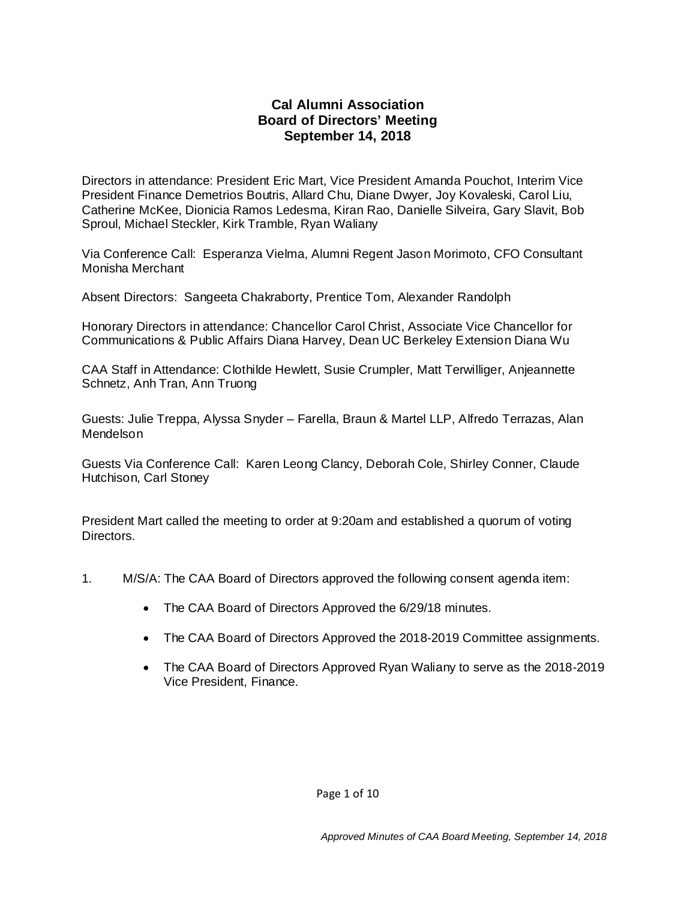# Cal Alumni Association
## Board of Directors' Meeting
### September 14, 2018

Directors in attendance: President Eric Mart, Vice President Amanda Pouchot, Interim Vice President Finance Demetrios Boutris, Allard Chu, Diane Dwyer, Joy Kovaleski, Carol Liu, Catherine McKee, Dionicia Ramos Ledesma, Kiran Rao, Danielle Silveira, Gary Slavit, Bob Sproul, Michael Steckler, Kirk Tramble, Ryan Waliany

Via Conference Call: Esperanza Vielma, Alumni Regent Jason Morimoto, CFO Consultant Monisha Merchant

Absent Directors: Sangeeta Chakraborty, Prentice Tom, Alexander Randolph

Honorary Directors in attendance: Chancellor Carol Christ, Associate Vice Chancellor for Communications & Public Affairs Diana Harvey, Dean UC Berkeley Extension Diana Wu

CAA Staff in Attendance: Clothilde Hewlett, Susie Crumpler, Matt Terwilliger, Anjeannette Schnetz, Anh Tran, Ann Truong

Guests: Julie Treppa, Alyssa Snyder – Farella, Braun & Martel LLP, Alfredo Terrazas, Alan Mendelson

Guests Via Conference Call: Karen Leong Clancy, Deborah Cole, Shirley Conner, Claude Hutchison, Carl Stoney

President Mart called the meeting to order at 9:20am and established a quorum of voting Directors.

1. M/S/A: The CAA Board of Directors approved the following consent agenda item:

   - The CAA Board of Directors Approved the 6/29/18 minutes.
   - The CAA Board of Directors Approved the 2018-2019 Committee assignments.
   - The CAA Board of Directors Approved Ryan Waliany to serve as the 2018-2019 Vice President, Finance.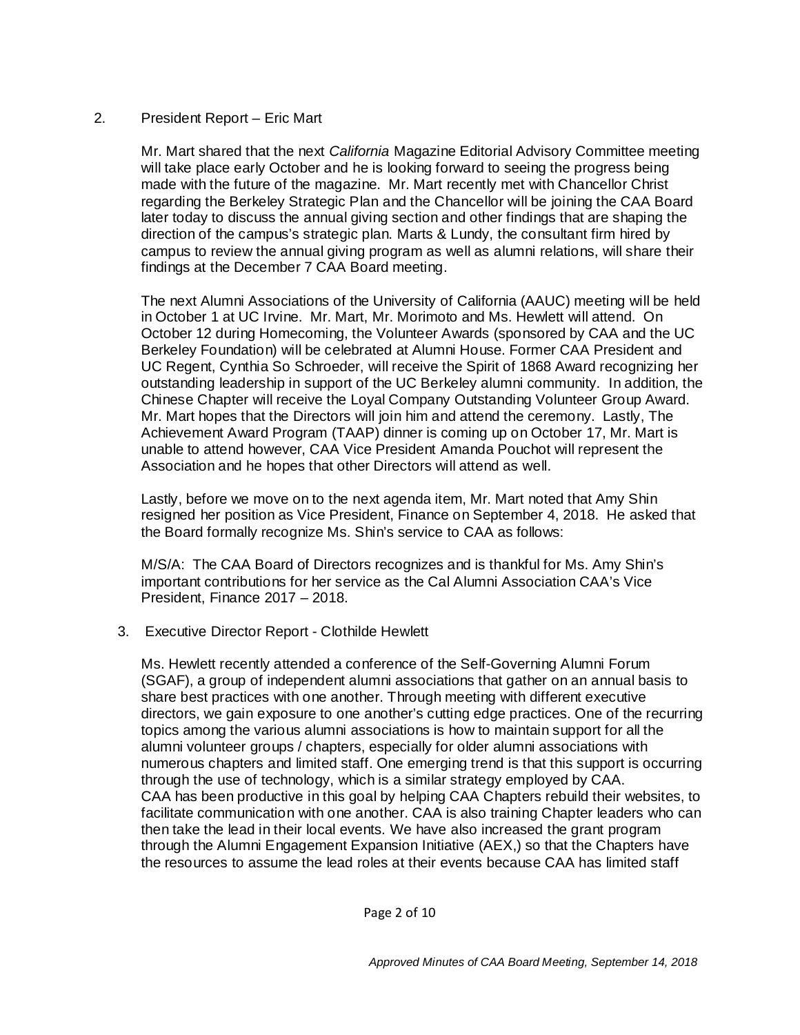2. President Report – Eric Mart

Mr. Mart shared that the next *California* Magazine Editorial Advisory Committee meeting will take place early October and he is looking forward to seeing the progress being made with the future of the magazine. Mr. Mart recently met with Chancellor Christ regarding the Berkeley Strategic Plan and the Chancellor will be joining the CAA Board later today to discuss the annual giving section and other findings that are shaping the direction of the campus's strategic plan. Marts & Lundy, the consultant firm hired by campus to review the annual giving program as well as alumni relations, will share their findings at the December 7 CAA Board meeting.

The next Alumni Associations of the University of California (AAUC) meeting will be held in October 1 at UC Irvine. Mr. Mart, Mr. Morimoto and Ms. Hewlett will attend. On October 12 during Homecoming, the Volunteer Awards (sponsored by CAA and the UC Berkeley Foundation) will be celebrated at Alumni House. Former CAA President and UC Regent, Cynthia So Schroeder, will receive the Spirit of 1868 Award recognizing her outstanding leadership in support of the UC Berkeley alumni community. In addition, the Chinese Chapter will receive the Loyal Company Outstanding Volunteer Group Award. Mr. Mart hopes that the Directors will join him and attend the ceremony. Lastly, The Achievement Award Program (TAAP) dinner is coming up on October 17, Mr. Mart is unable to attend however, CAA Vice President Amanda Pouchot will represent the Association and he hopes that other Directors will attend as well.

Lastly, before we move on to the next agenda item, Mr. Mart noted that Amy Shin resigned her position as Vice President, Finance on September 4, 2018. He asked that the Board formally recognize Ms. Shin's service to CAA as follows:

M/S/A: The CAA Board of Directors recognizes and is thankful for Ms. Amy Shin's important contributions for her service as the Cal Alumni Association CAA's Vice President, Finance 2017 – 2018.

3. Executive Director Report - Clothilde Hewlett

Ms. Hewlett recently attended a conference of the Self-Governing Alumni Forum (SGAF), a group of independent alumni associations that gather on an annual basis to share best practices with one another. Through meeting with different executive directors, we gain exposure to one another's cutting edge practices. One of the recurring topics among the various alumni associations is how to maintain support for all the alumni volunteer groups / chapters, especially for older alumni associations with numerous chapters and limited staff. One emerging trend is that this support is occurring through the use of technology, which is a similar strategy employed by CAA. CAA has been productive in this goal by helping CAA Chapters rebuild their websites, to facilitate communication with one another. CAA is also training Chapter leaders who can then take the lead in their local events. We have also increased the grant program through the Alumni Engagement Expansion Initiative (AEX,) so that the Chapters have the resources to assume the lead roles at their events because CAA has limited staff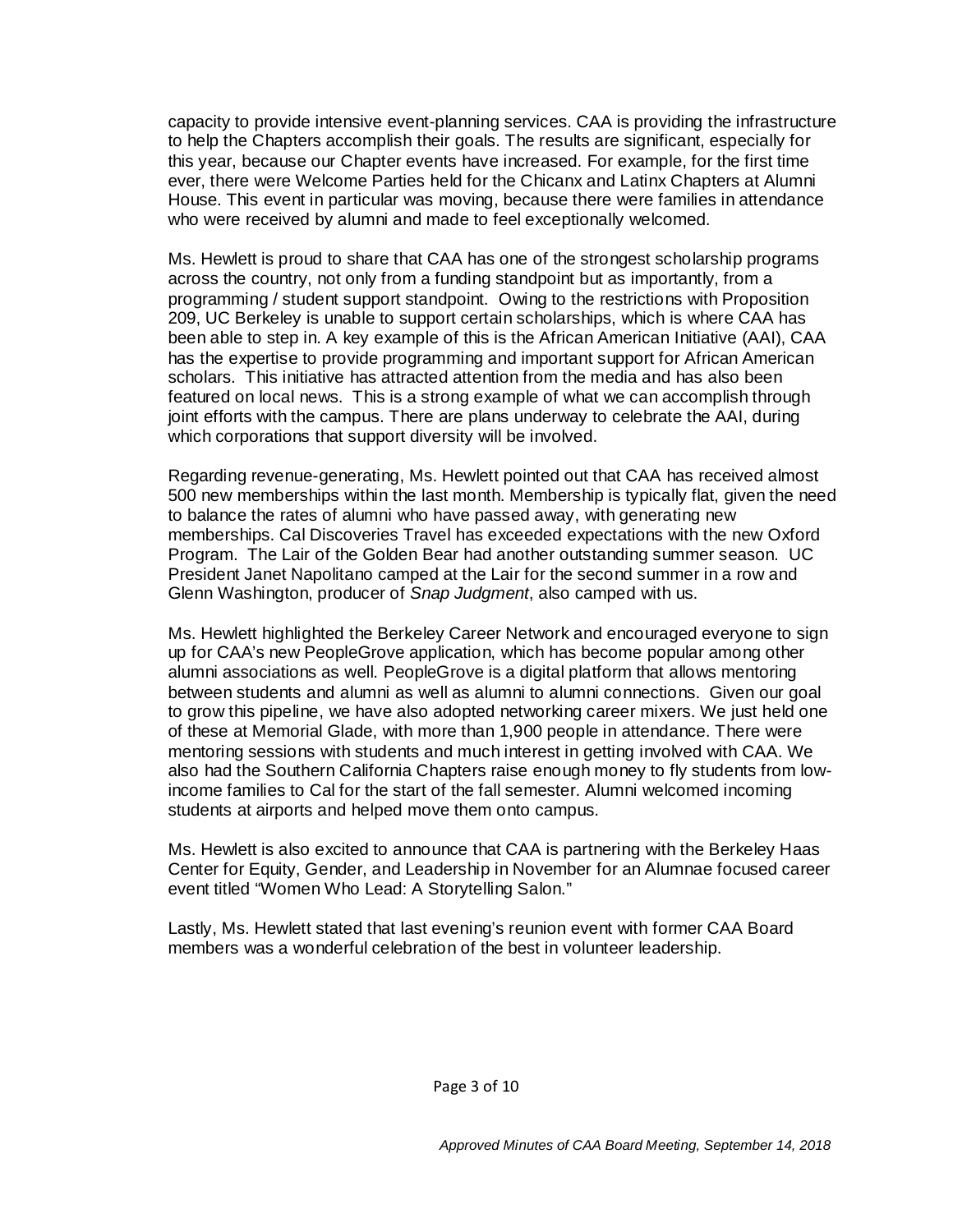capacity to provide intensive event-planning services. CAA is providing the infrastructure to help the Chapters accomplish their goals. The results are significant, especially for this year, because our Chapter events have increased. For example, for the first time ever, there were Welcome Parties held for the Chicanx and Latinx Chapters at Alumni House. This event in particular was moving, because there were families in attendance who were received by alumni and made to feel exceptionally welcomed.

Ms. Hewlett is proud to share that CAA has one of the strongest scholarship programs across the country, not only from a funding standpoint but as importantly, from a programming / student support standpoint. Owing to the restrictions with Proposition 209, UC Berkeley is unable to support certain scholarships, which is where CAA has been able to step in. A key example of this is the African American Initiative (AAI), CAA has the expertise to provide programming and important support for African American scholars. This initiative has attracted attention from the media and has also been featured on local news. This is a strong example of what we can accomplish through joint efforts with the campus. There are plans underway to celebrate the AAI, during which corporations that support diversity will be involved.

Regarding revenue-generating, Ms. Hewlett pointed out that CAA has received almost 500 new memberships within the last month. Membership is typically flat, given the need to balance the rates of alumni who have passed away, with generating new memberships. Cal Discoveries Travel has exceeded expectations with the new Oxford Program. The Lair of the Golden Bear had another outstanding summer season. UC President Janet Napolitano camped at the Lair for the second summer in a row and Glenn Washington, producer of *Snap Judgment*, also camped with us.

Ms. Hewlett highlighted the Berkeley Career Network and encouraged everyone to sign up for CAA's new PeopleGrove application, which has become popular among other alumni associations as well. PeopleGrove is a digital platform that allows mentoring between students and alumni as well as alumni to alumni connections. Given our goal to grow this pipeline, we have also adopted networking career mixers. We just held one of these at Memorial Glade, with more than 1,900 people in attendance. There were mentoring sessions with students and much interest in getting involved with CAA. We also had the Southern California Chapters raise enough money to fly students from low-income families to Cal for the start of the fall semester. Alumni welcomed incoming students at airports and helped move them onto campus.

Ms. Hewlett is also excited to announce that CAA is partnering with the Berkeley Haas Center for Equity, Gender, and Leadership in November for an Alumnae focused career event titled "Women Who Lead: A Storytelling Salon."

Lastly, Ms. Hewlett stated that last evening's reunion event with former CAA Board members was a wonderful celebration of the best in volunteer leadership.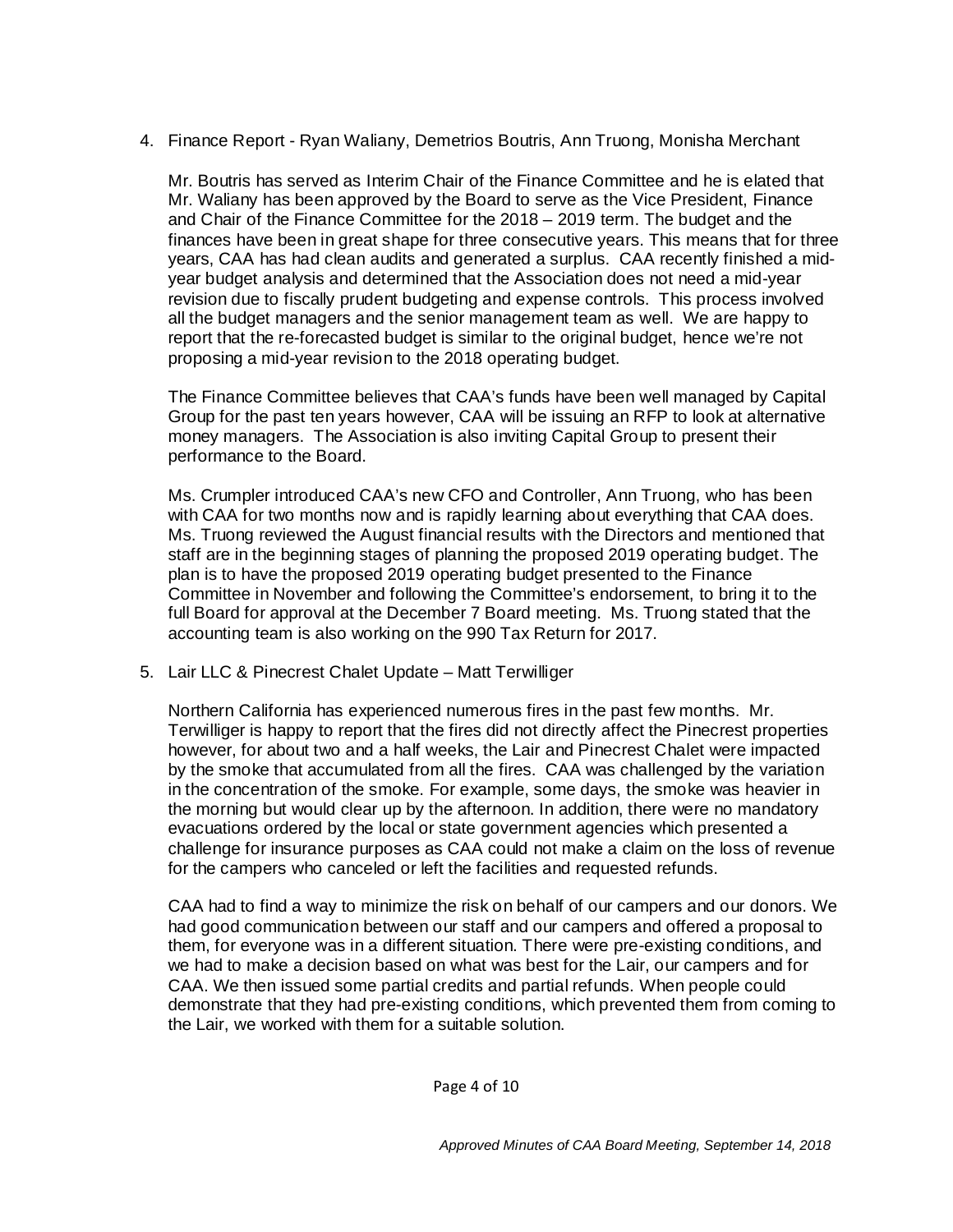4. Finance Report - Ryan Waliany, Demetrios Boutris, Ann Truong, Monisha Merchant

   Mr. Boutris has served as Interim Chair of the Finance Committee and he is elated that Mr. Waliany has been approved by the Board to serve as the Vice President, Finance and Chair of the Finance Committee for the 2018 – 2019 term. The budget and the finances have been in great shape for three consecutive years. This means that for three years, CAA has had clean audits and generated a surplus. CAA recently finished a mid-year budget analysis and determined that the Association does not need a mid-year revision due to fiscally prudent budgeting and expense controls. This process involved all the budget managers and the senior management team as well. We are happy to report that the re-forecasted budget is similar to the original budget, hence we're not proposing a mid-year revision to the 2018 operating budget.

   The Finance Committee believes that CAA's funds have been well managed by Capital Group for the past ten years however, CAA will be issuing an RFP to look at alternative money managers. The Association is also inviting Capital Group to present their performance to the Board.

   Ms. Crumpler introduced CAA's new CFO and Controller, Ann Truong, who has been with CAA for two months now and is rapidly learning about everything that CAA does. Ms. Truong reviewed the August financial results with the Directors and mentioned that staff are in the beginning stages of planning the proposed 2019 operating budget. The plan is to have the proposed 2019 operating budget presented to the Finance Committee in November and following the Committee's endorsement, to bring it to the full Board for approval at the December 7 Board meeting. Ms. Truong stated that the accounting team is also working on the 990 Tax Return for 2017.

5. Lair LLC & Pinecrest Chalet Update – Matt Terwilliger

   Northern California has experienced numerous fires in the past few months. Mr. Terwilliger is happy to report that the fires did not directly affect the Pinecrest properties however, for about two and a half weeks, the Lair and Pinecrest Chalet were impacted by the smoke that accumulated from all the fires. CAA was challenged by the variation in the concentration of the smoke. For example, some days, the smoke was heavier in the morning but would clear up by the afternoon. In addition, there were no mandatory evacuations ordered by the local or state government agencies which presented a challenge for insurance purposes as CAA could not make a claim on the loss of revenue for the campers who canceled or left the facilities and requested refunds.

   CAA had to find a way to minimize the risk on behalf of our campers and our donors. We had good communication between our staff and our campers and offered a proposal to them, for everyone was in a different situation. There were pre-existing conditions, and we had to make a decision based on what was best for the Lair, our campers and for CAA. We then issued some partial credits and partial refunds. When people could demonstrate that they had pre-existing conditions, which prevented them from coming to the Lair, we worked with them for a suitable solution.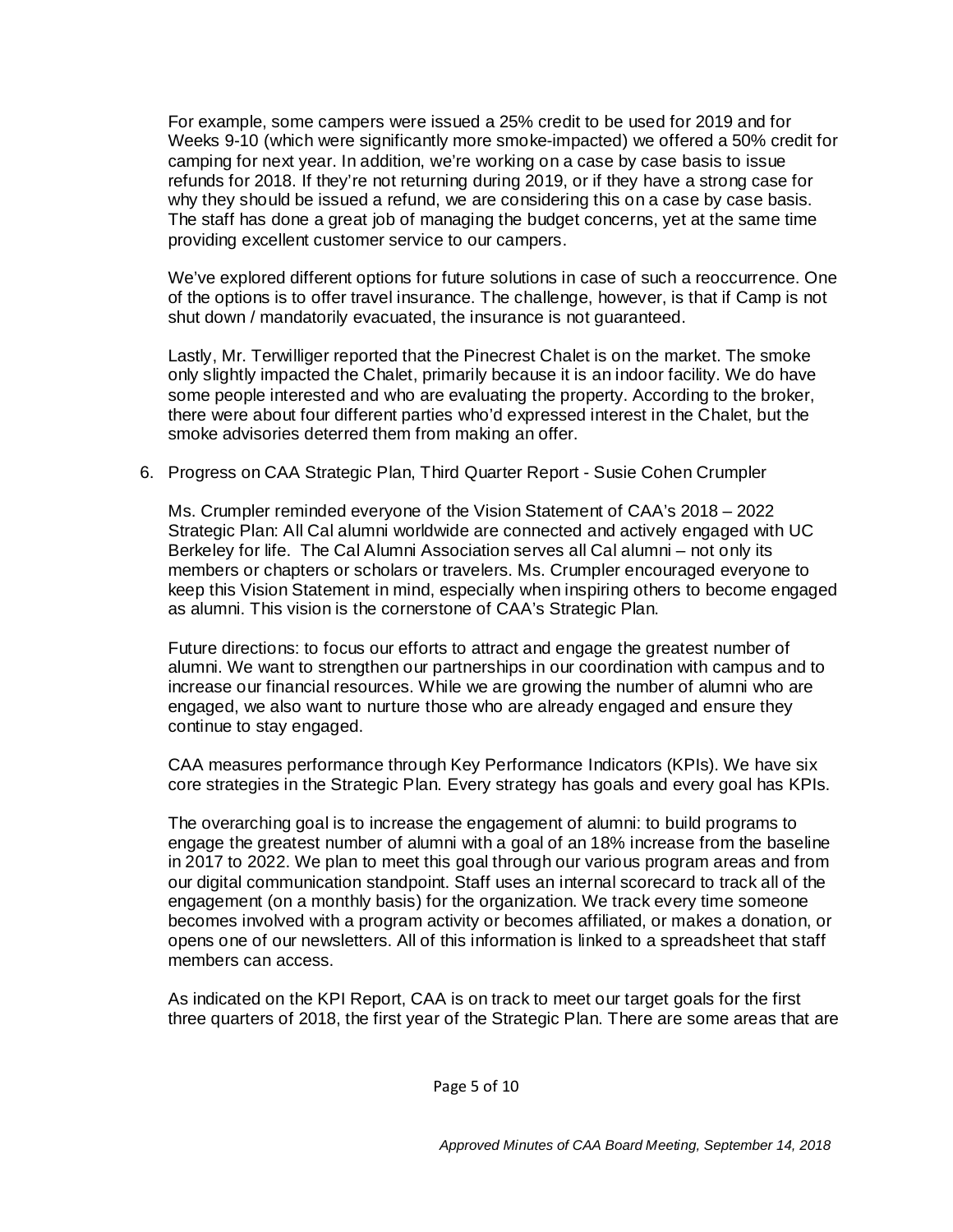For example, some campers were issued a 25% credit to be used for 2019 and for Weeks 9-10 (which were significantly more smoke-impacted) we offered a 50% credit for camping for next year. In addition, we're working on a case by case basis to issue refunds for 2018. If they're not returning during 2019, or if they have a strong case for why they should be issued a refund, we are considering this on a case by case basis. The staff has done a great job of managing the budget concerns, yet at the same time providing excellent customer service to our campers.

We've explored different options for future solutions in case of such a reoccurrence. One of the options is to offer travel insurance. The challenge, however, is that if Camp is not shut down / mandatorily evacuated, the insurance is not guaranteed.

Lastly, Mr. Terwilliger reported that the Pinecrest Chalet is on the market. The smoke only slightly impacted the Chalet, primarily because it is an indoor facility. We do have some people interested and who are evaluating the property. According to the broker, there were about four different parties who'd expressed interest in the Chalet, but the smoke advisories deterred them from making an offer.

6. Progress on CAA Strategic Plan, Third Quarter Report - Susie Cohen Crumpler

   Ms. Crumpler reminded everyone of the Vision Statement of CAA's 2018 – 2022 Strategic Plan: All Cal alumni worldwide are connected and actively engaged with UC Berkeley for life. The Cal Alumni Association serves all Cal alumni – not only its members or chapters or scholars or travelers. Ms. Crumpler encouraged everyone to keep this Vision Statement in mind, especially when inspiring others to become engaged as alumni. This vision is the cornerstone of CAA's Strategic Plan.

   Future directions: to focus our efforts to attract and engage the greatest number of alumni. We want to strengthen our partnerships in our coordination with campus and to increase our financial resources. While we are growing the number of alumni who are engaged, we also want to nurture those who are already engaged and ensure they continue to stay engaged.

   CAA measures performance through Key Performance Indicators (KPIs). We have six core strategies in the Strategic Plan. Every strategy has goals and every goal has KPIs.

   The overarching goal is to increase the engagement of alumni: to build programs to engage the greatest number of alumni with a goal of an 18% increase from the baseline in 2017 to 2022. We plan to meet this goal through our various program areas and from our digital communication standpoint. Staff uses an internal scorecard to track all of the engagement (on a monthly basis) for the organization. We track every time someone becomes involved with a program activity or becomes affiliated, or makes a donation, or opens one of our newsletters. All of this information is linked to a spreadsheet that staff members can access.

   As indicated on the KPI Report, CAA is on track to meet our target goals for the first three quarters of 2018, the first year of the Strategic Plan. There are some areas that are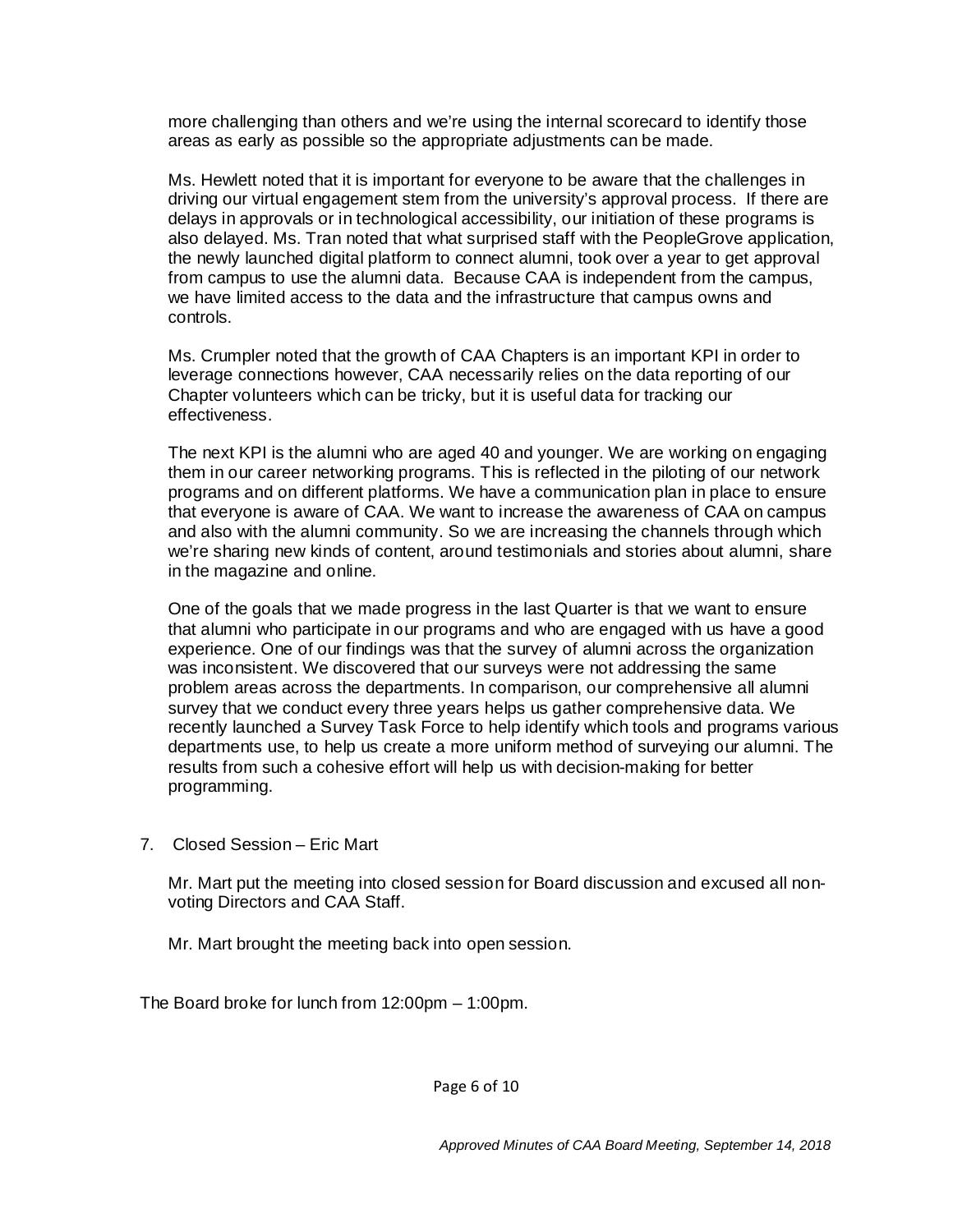more challenging than others and we're using the internal scorecard to identify those areas as early as possible so the appropriate adjustments can be made.

Ms. Hewlett noted that it is important for everyone to be aware that the challenges in driving our virtual engagement stem from the university's approval process. If there are delays in approvals or in technological accessibility, our initiation of these programs is also delayed. Ms. Tran noted that what surprised staff with the PeopleGrove application, the newly launched digital platform to connect alumni, took over a year to get approval from campus to use the alumni data. Because CAA is independent from the campus, we have limited access to the data and the infrastructure that campus owns and controls.

Ms. Crumpler noted that the growth of CAA Chapters is an important KPI in order to leverage connections however, CAA necessarily relies on the data reporting of our Chapter volunteers which can be tricky, but it is useful data for tracking our effectiveness.

The next KPI is the alumni who are aged 40 and younger. We are working on engaging them in our career networking programs. This is reflected in the piloting of our network programs and on different platforms. We have a communication plan in place to ensure that everyone is aware of CAA. We want to increase the awareness of CAA on campus and also with the alumni community. So we are increasing the channels through which we're sharing new kinds of content, around testimonials and stories about alumni, share in the magazine and online.

One of the goals that we made progress in the last Quarter is that we want to ensure that alumni who participate in our programs and who are engaged with us have a good experience. One of our findings was that the survey of alumni across the organization was inconsistent. We discovered that our surveys were not addressing the same problem areas across the departments. In comparison, our comprehensive all alumni survey that we conduct every three years helps us gather comprehensive data. We recently launched a Survey Task Force to help identify which tools and programs various departments use, to help us create a more uniform method of surveying our alumni. The results from such a cohesive effort will help us with decision-making for better programming.

7. Closed Session – Eric Mart

   Mr. Mart put the meeting into closed session for Board discussion and excused all non-voting Directors and CAA Staff.

   Mr. Mart brought the meeting back into open session.

The Board broke for lunch from 12:00pm – 1:00pm.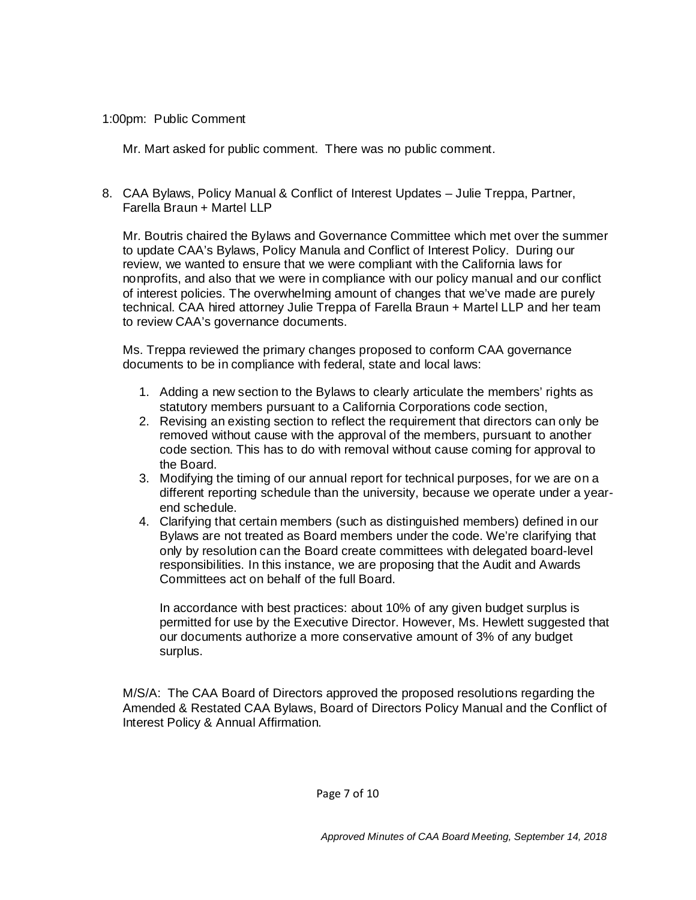1:00pm: Public Comment

Mr. Mart asked for public comment. There was no public comment.

8. CAA Bylaws, Policy Manual & Conflict of Interest Updates – Julie Treppa, Partner, Farella Braun + Martel LLP

   Mr. Boutris chaired the Bylaws and Governance Committee which met over the summer to update CAA's Bylaws, Policy Manula and Conflict of Interest Policy. During our review, we wanted to ensure that we were compliant with the California laws for nonprofits, and also that we were in compliance with our policy manual and our conflict of interest policies. The overwhelming amount of changes that we've made are purely technical. CAA hired attorney Julie Treppa of Farella Braun + Martel LLP and her team to review CAA's governance documents.

   Ms. Treppa reviewed the primary changes proposed to conform CAA governance documents to be in compliance with federal, state and local laws:

   1. Adding a new section to the Bylaws to clearly articulate the members' rights as statutory members pursuant to a California Corporations code section,
   2. Revising an existing section to reflect the requirement that directors can only be removed without cause with the approval of the members, pursuant to another code section. This has to do with removal without cause coming for approval to the Board.
   3. Modifying the timing of our annual report for technical purposes, for we are on a different reporting schedule than the university, because we operate under a year-end schedule.
   4. Clarifying that certain members (such as distinguished members) defined in our Bylaws are not treated as Board members under the code. We're clarifying that only by resolution can the Board create committees with delegated board-level responsibilities. In this instance, we are proposing that the Audit and Awards Committees act on behalf of the full Board.

      In accordance with best practices: about 10% of any given budget surplus is permitted for use by the Executive Director. However, Ms. Hewlett suggested that our documents authorize a more conservative amount of 3% of any budget surplus.

   M/S/A: The CAA Board of Directors approved the proposed resolutions regarding the Amended & Restated CAA Bylaws, Board of Directors Policy Manual and the Conflict of Interest Policy & Annual Affirmation.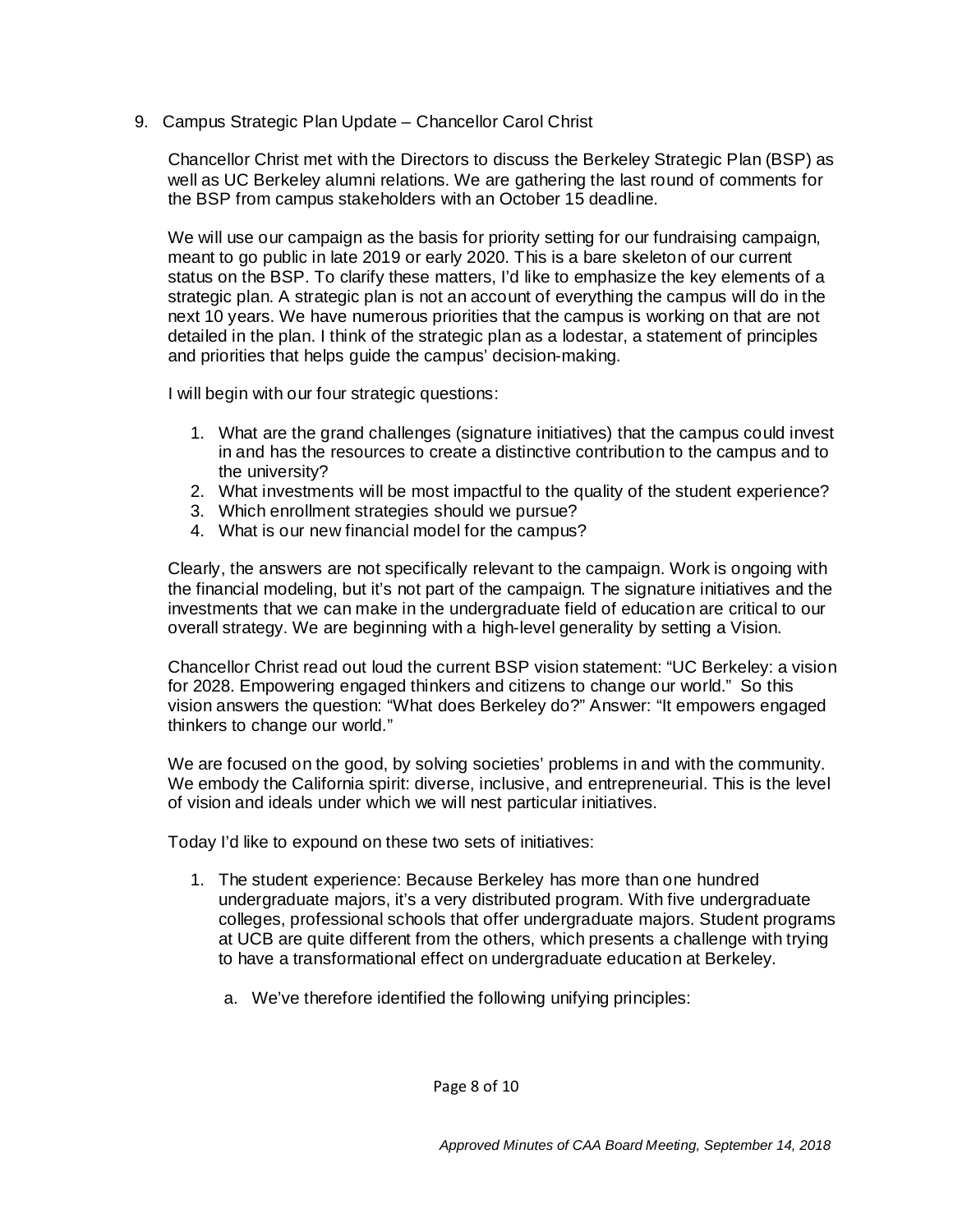9. Campus Strategic Plan Update – Chancellor Carol Christ

   Chancellor Christ met with the Directors to discuss the Berkeley Strategic Plan (BSP) as well as UC Berkeley alumni relations. We are gathering the last round of comments for the BSP from campus stakeholders with an October 15 deadline.

   We will use our campaign as the basis for priority setting for our fundraising campaign, meant to go public in late 2019 or early 2020. This is a bare skeleton of our current status on the BSP. To clarify these matters, I'd like to emphasize the key elements of a strategic plan. A strategic plan is not an account of everything the campus will do in the next 10 years. We have numerous priorities that the campus is working on that are not detailed in the plan. I think of the strategic plan as a lodestar, a statement of principles and priorities that helps guide the campus' decision-making.

   I will begin with our four strategic questions:

   1. What are the grand challenges (signature initiatives) that the campus could invest in and has the resources to create a distinctive contribution to the campus and to the university?
   2. What investments will be most impactful to the quality of the student experience?
   3. Which enrollment strategies should we pursue?
   4. What is our new financial model for the campus?

   Clearly, the answers are not specifically relevant to the campaign. Work is ongoing with the financial modeling, but it's not part of the campaign. The signature initiatives and the investments that we can make in the undergraduate field of education are critical to our overall strategy. We are beginning with a high-level generality by setting a Vision.

   Chancellor Christ read out loud the current BSP vision statement: "UC Berkeley: a vision for 2028. Empowering engaged thinkers and citizens to change our world." So this vision answers the question: "What does Berkeley do?" Answer: "It empowers engaged thinkers to change our world."

   We are focused on the good, by solving societies' problems in and with the community. We embody the California spirit: diverse, inclusive, and entrepreneurial. This is the level of vision and ideals under which we will nest particular initiatives.

   Today I'd like to expound on these two sets of initiatives:

   1. The student experience: Because Berkeley has more than one hundred undergraduate majors, it's a very distributed program. With five undergraduate colleges, professional schools that offer undergraduate majors. Student programs at UCB are quite different from the others, which presents a challenge with trying to have a transformational effect on undergraduate education at Berkeley.

      a. We've therefore identified the following unifying principles: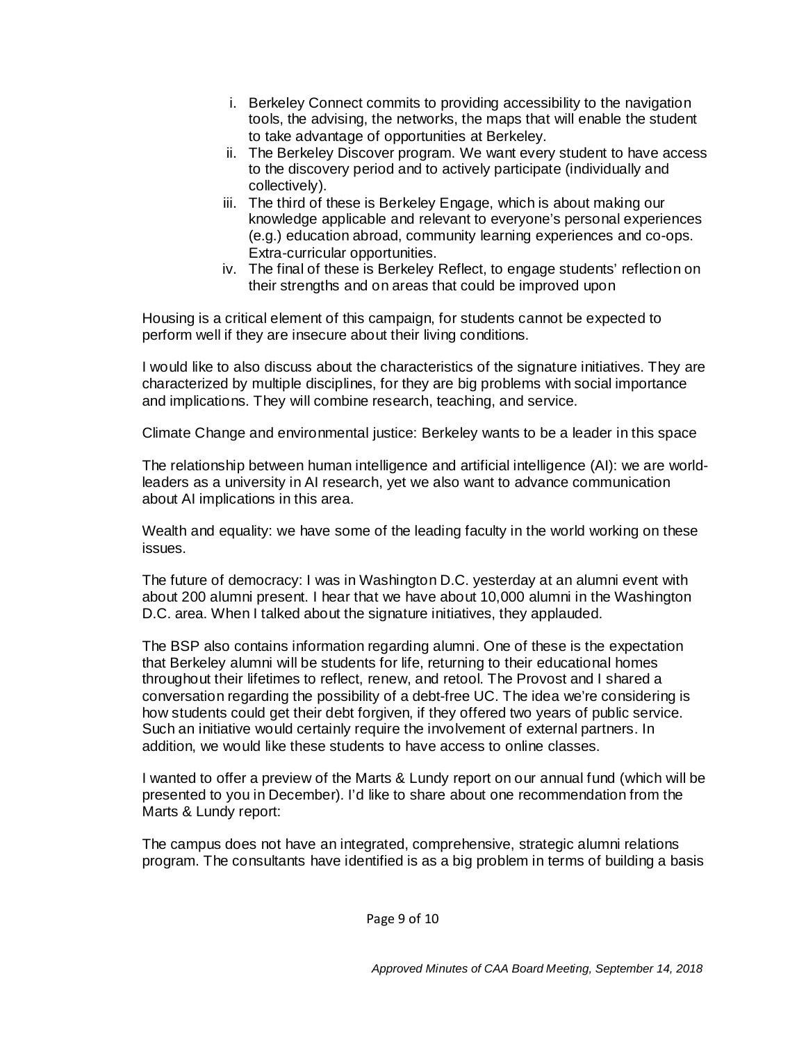i. Berkeley Connect commits to providing accessibility to the navigation tools, the advising, the networks, the maps that will enable the student to take advantage of opportunities at Berkeley.
ii. The Berkeley Discover program. We want every student to have access to the discovery period and to actively participate (individually and collectively).
iii. The third of these is Berkeley Engage, which is about making our knowledge applicable and relevant to everyone's personal experiences (e.g.) education abroad, community learning experiences and co-ops. Extra-curricular opportunities.
iv. The final of these is Berkeley Reflect, to engage students' reflection on their strengths and on areas that could be improved upon

Housing is a critical element of this campaign, for students cannot be expected to perform well if they are insecure about their living conditions.

I would like to also discuss about the characteristics of the signature initiatives. They are characterized by multiple disciplines, for they are big problems with social importance and implications. They will combine research, teaching, and service.

Climate Change and environmental justice: Berkeley wants to be a leader in this space

The relationship between human intelligence and artificial intelligence (AI): we are world-leaders as a university in AI research, yet we also want to advance communication about AI implications in this area.

Wealth and equality: we have some of the leading faculty in the world working on these issues.

The future of democracy: I was in Washington D.C. yesterday at an alumni event with about 200 alumni present. I hear that we have about 10,000 alumni in the Washington D.C. area. When I talked about the signature initiatives, they applauded.

The BSP also contains information regarding alumni. One of these is the expectation that Berkeley alumni will be students for life, returning to their educational homes throughout their lifetimes to reflect, renew, and retool. The Provost and I shared a conversation regarding the possibility of a debt-free UC. The idea we're considering is how students could get their debt forgiven, if they offered two years of public service. Such an initiative would certainly require the involvement of external partners. In addition, we would like these students to have access to online classes.

I wanted to offer a preview of the Marts & Lundy report on our annual fund (which will be presented to you in December). I'd like to share about one recommendation from the Marts & Lundy report:

The campus does not have an integrated, comprehensive, strategic alumni relations program. The consultants have identified is as a big problem in terms of building a basis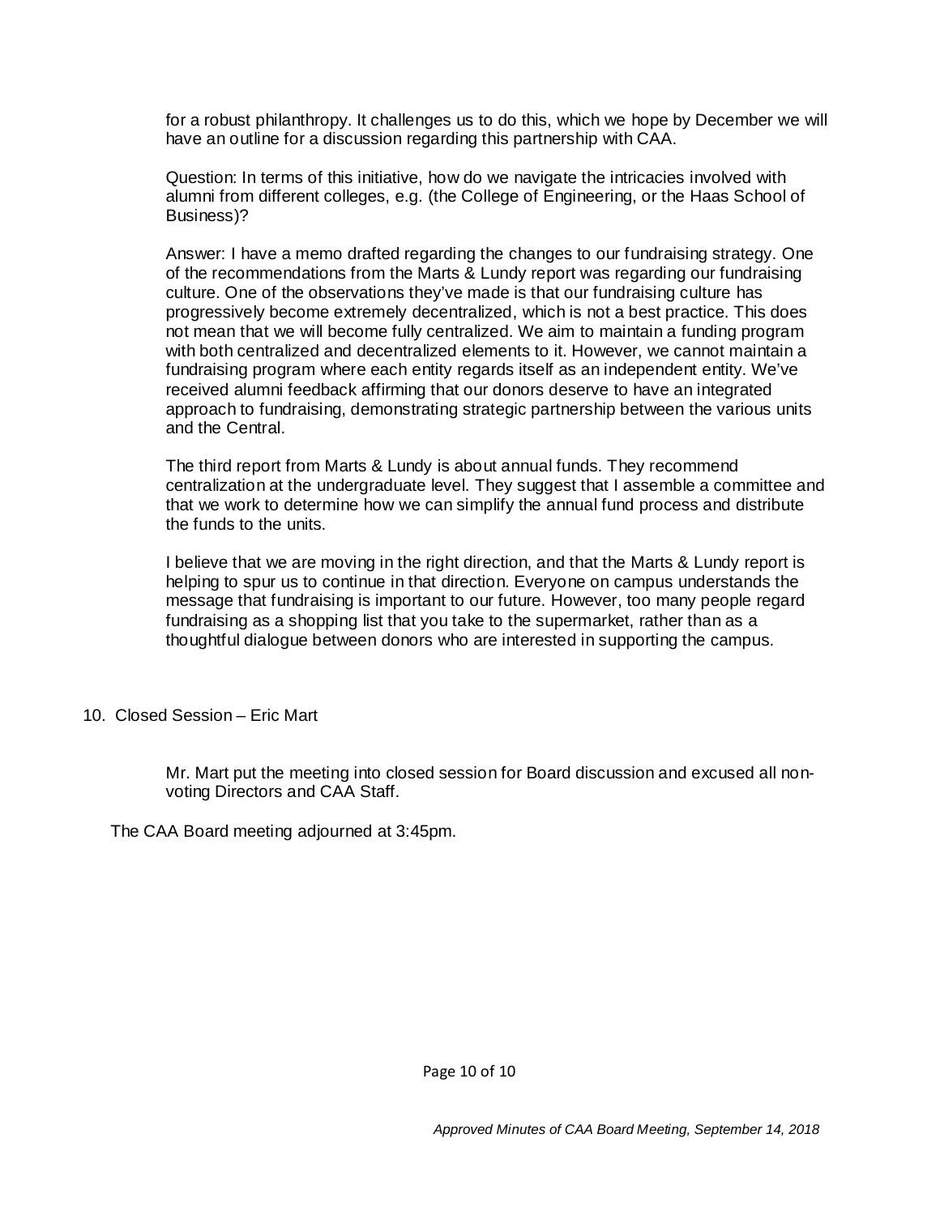for a robust philanthropy. It challenges us to do this, which we hope by December we will have an outline for a discussion regarding this partnership with CAA.

Question: In terms of this initiative, how do we navigate the intricacies involved with alumni from different colleges, e.g. (the College of Engineering, or the Haas School of Business)?

Answer: I have a memo drafted regarding the changes to our fundraising strategy. One of the recommendations from the Marts & Lundy report was regarding our fundraising culture. One of the observations they've made is that our fundraising culture has progressively become extremely decentralized, which is not a best practice. This does not mean that we will become fully centralized. We aim to maintain a funding program with both centralized and decentralized elements to it. However, we cannot maintain a fundraising program where each entity regards itself as an independent entity. We've received alumni feedback affirming that our donors deserve to have an integrated approach to fundraising, demonstrating strategic partnership between the various units and the Central.

The third report from Marts & Lundy is about annual funds. They recommend centralization at the undergraduate level. They suggest that I assemble a committee and that we work to determine how we can simplify the annual fund process and distribute the funds to the units.

I believe that we are moving in the right direction, and that the Marts & Lundy report is helping to spur us to continue in that direction. Everyone on campus understands the message that fundraising is important to our future. However, too many people regard fundraising as a shopping list that you take to the supermarket, rather than as a thoughtful dialogue between donors who are interested in supporting the campus.

10. Closed Session – Eric Mart

Mr. Mart put the meeting into closed session for Board discussion and excused all non-voting Directors and CAA Staff.

The CAA Board meeting adjourned at 3:45pm.